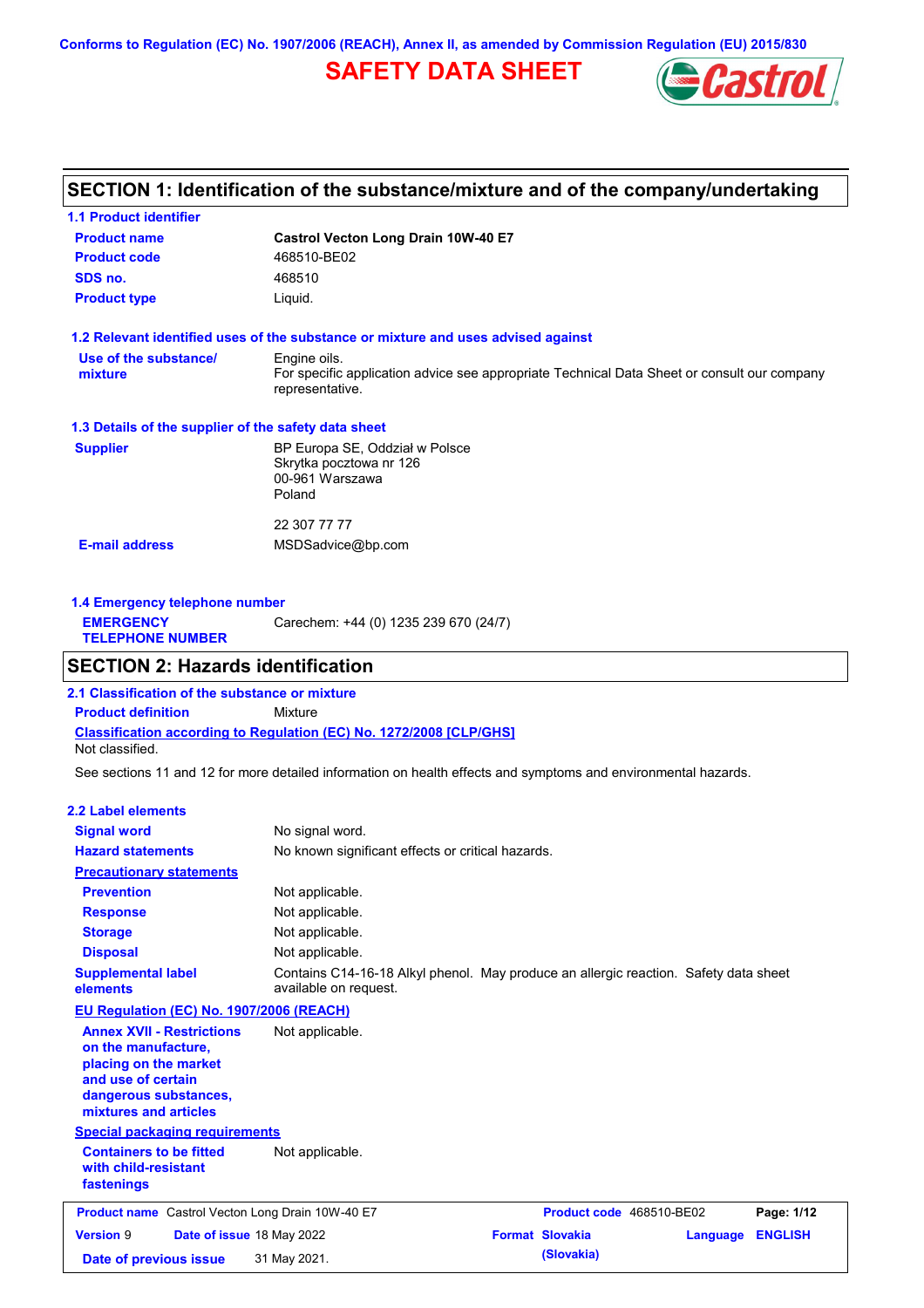Conforms to Regulation (EC) No. 1907/2006 (REACH), Annex II, as amended by Commission Regulation (EU) 2015/830

# SAFETY DATA SHEET

## SECTION 1: Identification of the substance/mixture and of the company/undertaking

### 1.1 Product identifier

| | |
|---|---|
| **Product name** | **Castrol Vecton Long Drain 10W-40 E7** |
| **Product code** | 468510-BE02 |
| **SDS no.** | 468510 |
| **Product type** | Liquid. |

### 1.2 Relevant identified uses of the substance or mixture and uses advised against

| | |
|---|---|
| **Use of the substance/ mixture** | Engine oils.<br>For specific application advice see appropriate Technical Data Sheet or consult our company representative. |

### 1.3 Details of the supplier of the safety data sheet

| | |
|---|---|
| **Supplier** | BP Europa SE, Oddział w Polsce<br>Skrytka pocztowa nr 126<br>00-961 Warszawa<br>Poland<br><br>22 307 77 77 |
| **E-mail address** | MSDSadvice@bp.com |

### 1.4 Emergency telephone number

| | |
|---|---|
| **EMERGENCY TELEPHONE NUMBER** | Carechem: +44 (0) 1235 239 670 (24/7) |

## SECTION 2: Hazards identification

### 2.1 Classification of the substance or mixture

**Product definition** Mixture

**Classification according to Regulation (EC) No. 1272/2008 [CLP/GHS]**

Not classified.

See sections 11 and 12 for more detailed information on health effects and symptoms and environmental hazards.

### 2.2 Label elements

| | |
|---|---|
| **Signal word** | No signal word. |
| **Hazard statements** | No known significant effects or critical hazards. |
| **Precautionary statements** | |
| **Prevention** | Not applicable. |
| **Response** | Not applicable. |
| **Storage** | Not applicable. |
| **Disposal** | Not applicable. |
| **Supplemental label elements** | Contains C14-16-18 Alkyl phenol. May produce an allergic reaction. Safety data sheet available on request. |
| **EU Regulation (EC) No. 1907/2006 (REACH)** | |
| **Annex XVII - Restrictions on the manufacture, placing on the market and use of certain dangerous substances, mixtures and articles** | Not applicable. |
| **Special packaging requirements** | |
| **Containers to be fitted with child-resistant fastenings** | Not applicable. |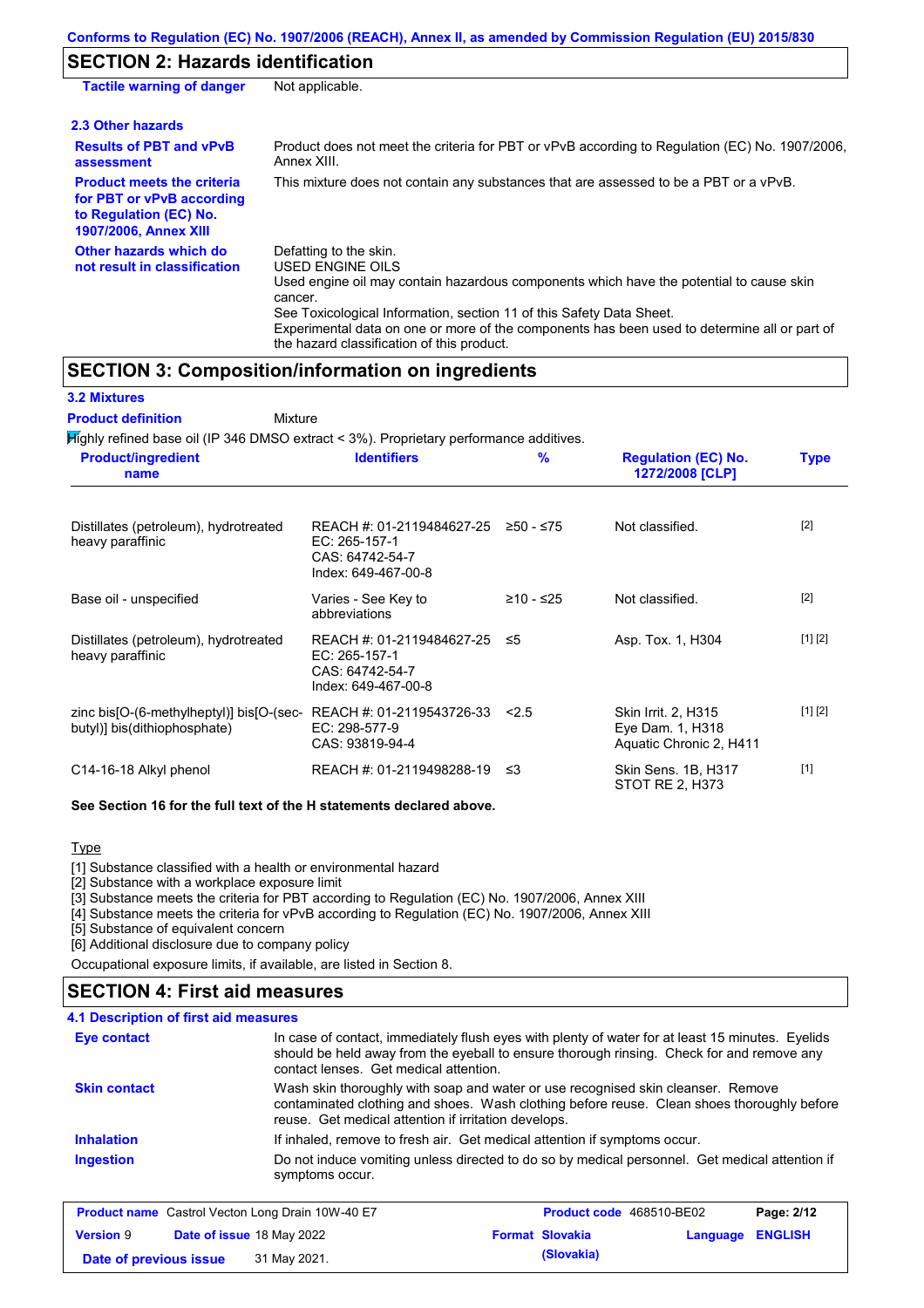Conforms to Regulation (EC) No. 1907/2006 (REACH), Annex II, as amended by Commission Regulation (EU) 2015/830

## SECTION 2: Hazards identification

**Tactile warning of danger** Not applicable.

### 2.3 Other hazards

**Results of PBT and vPvB assessment**: Product does not meet the criteria for PBT or vPvB according to Regulation (EC) No. 1907/2006, Annex XIII.

**Product meets the criteria for PBT or vPvB according to Regulation (EC) No. 1907/2006, Annex XIII**: This mixture does not contain any substances that are assessed to be a PBT or a vPvB.

**Other hazards which do not result in classification**: Defatting to the skin.
USED ENGINE OILS
Used engine oil may contain hazardous components which have the potential to cause skin cancer.
See Toxicological Information, section 11 of this Safety Data Sheet.
Experimental data on one or more of the components has been used to determine all or part of the hazard classification of this product.

## SECTION 3: Composition/information on ingredients

### 3.2 Mixtures

**Product definition** Mixture

Highly refined base oil (IP 346 DMSO extract < 3%). Proprietary performance additives.

| Product/ingredient name | Identifiers | % | Regulation (EC) No. 1272/2008 [CLP] | Type |
|---|---|---|---|---|
| Distillates (petroleum), hydrotreated heavy paraffinic | REACH #: 01-2119484627-25<br>EC: 265-157-1<br>CAS: 64742-54-7<br>Index: 649-467-00-8 | ≥50 - ≤75 | Not classified. | [2] |
| Base oil - unspecified | Varies - See Key to abbreviations | ≥10 - ≤25 | Not classified. | [2] |
| Distillates (petroleum), hydrotreated heavy paraffinic | REACH #: 01-2119484627-25<br>EC: 265-157-1<br>CAS: 64742-54-7<br>Index: 649-467-00-8 | ≤5 | Asp. Tox. 1, H304 | [1] [2] |
| zinc bis[O-(6-methylheptyl)] bis[O-(sec-butyl)] bis(dithiophosphate) | REACH #: 01-2119543726-33<br>EC: 298-577-9<br>CAS: 93819-94-4 | <2.5 | Skin Irrit. 2, H315<br>Eye Dam. 1, H318<br>Aquatic Chronic 2, H411 | [1] [2] |
| C14-16-18 Alkyl phenol | REACH #: 01-2119498288-19 | ≤3 | Skin Sens. 1B, H317<br>STOT RE 2, H373 | [1] |

**See Section 16 for the full text of the H statements declared above.**

Type

[1] Substance classified with a health or environmental hazard
[2] Substance with a workplace exposure limit
[3] Substance meets the criteria for PBT according to Regulation (EC) No. 1907/2006, Annex XIII
[4] Substance meets the criteria for vPvB according to Regulation (EC) No. 1907/2006, Annex XIII
[5] Substance of equivalent concern
[6] Additional disclosure due to company policy

Occupational exposure limits, if available, are listed in Section 8.

## SECTION 4: First aid measures

### 4.1 Description of first aid measures

**Eye contact**: In case of contact, immediately flush eyes with plenty of water for at least 15 minutes. Eyelids should be held away from the eyeball to ensure thorough rinsing. Check for and remove any contact lenses. Get medical attention.

**Skin contact**: Wash skin thoroughly with soap and water or use recognised skin cleanser. Remove contaminated clothing and shoes. Wash clothing before reuse. Clean shoes thoroughly before reuse. Get medical attention if irritation develops.

**Inhalation**: If inhaled, remove to fresh air. Get medical attention if symptoms occur.

**Ingestion**: Do not induce vomiting unless directed to do so by medical personnel. Get medical attention if symptoms occur.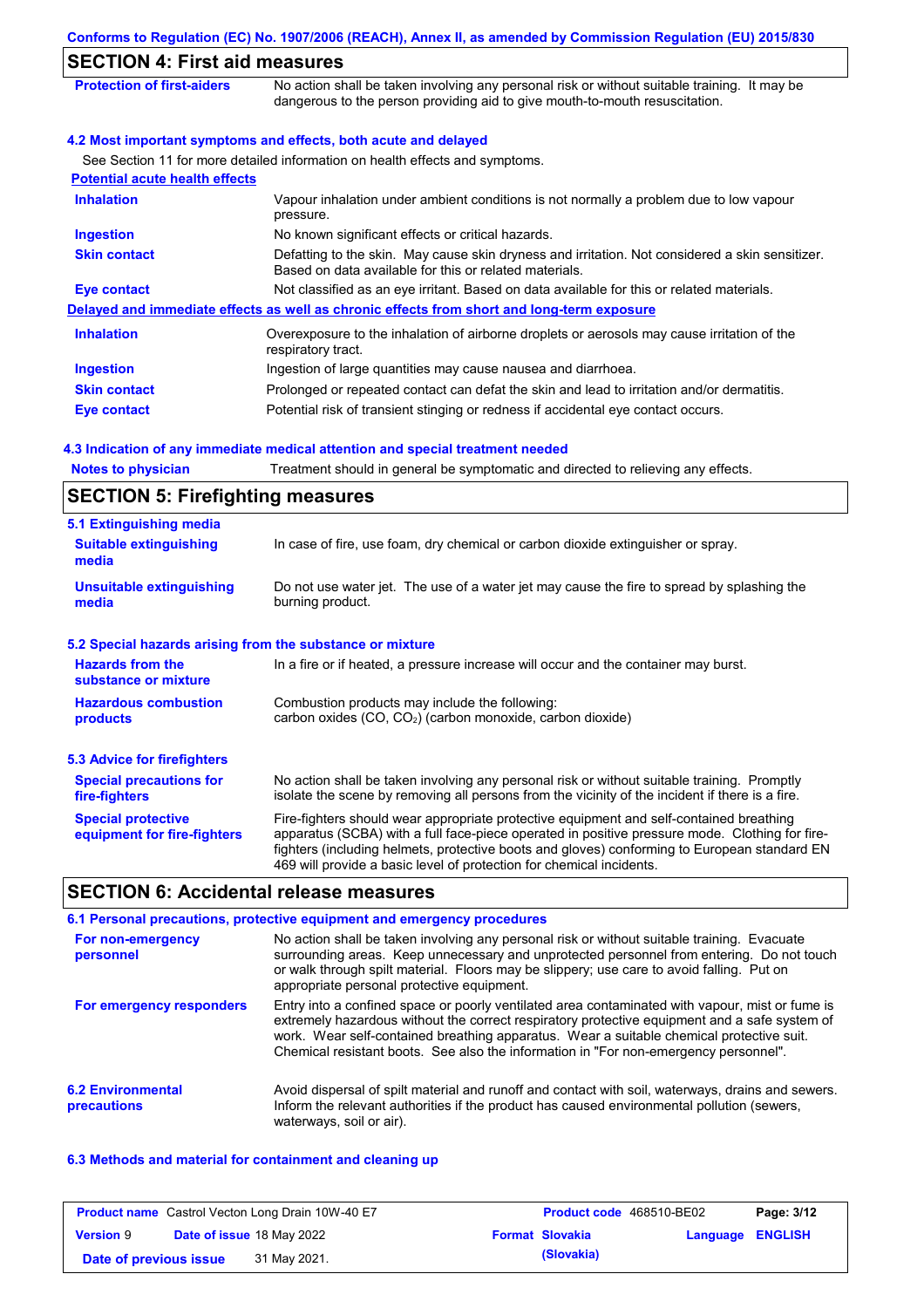## SECTION 4: First aid measures

**Protection of first-aiders** — No action shall be taken involving any personal risk or without suitable training. It may be dangerous to the person providing aid to give mouth-to-mouth resuscitation.

### 4.2 Most important symptoms and effects, both acute and delayed

See Section 11 for more detailed information on health effects and symptoms.

**Potential acute health effects**

| | |
|---|---|
| **Inhalation** | Vapour inhalation under ambient conditions is not normally a problem due to low vapour pressure. |
| **Ingestion** | No known significant effects or critical hazards. |
| **Skin contact** | Defatting to the skin. May cause skin dryness and irritation. Not considered a skin sensitizer. Based on data available for this or related materials. |
| **Eye contact** | Not classified as an eye irritant. Based on data available for this or related materials. |

**Delayed and immediate effects as well as chronic effects from short and long-term exposure**

| | |
|---|---|
| **Inhalation** | Overexposure to the inhalation of airborne droplets or aerosols may cause irritation of the respiratory tract. |
| **Ingestion** | Ingestion of large quantities may cause nausea and diarrhoea. |
| **Skin contact** | Prolonged or repeated contact can defat the skin and lead to irritation and/or dermatitis. |
| **Eye contact** | Potential risk of transient stinging or redness if accidental eye contact occurs. |

### 4.3 Indication of any immediate medical attention and special treatment needed

**Notes to physician** — Treatment should in general be symptomatic and directed to relieving any effects.

## SECTION 5: Firefighting measures

### 5.1 Extinguishing media

**Suitable extinguishing media** — In case of fire, use foam, dry chemical or carbon dioxide extinguisher or spray.

**Unsuitable extinguishing media** — Do not use water jet. The use of a water jet may cause the fire to spread by splashing the burning product.

### 5.2 Special hazards arising from the substance or mixture

**Hazards from the substance or mixture** — In a fire or if heated, a pressure increase will occur and the container may burst.

**Hazardous combustion products** — Combustion products may include the following:
carbon oxides (CO, $CO_2$) (carbon monoxide, carbon dioxide)

### 5.3 Advice for firefighters

**Special precautions for fire-fighters** — No action shall be taken involving any personal risk or without suitable training. Promptly isolate the scene by removing all persons from the vicinity of the incident if there is a fire.

**Special protective equipment for fire-fighters** — Fire-fighters should wear appropriate protective equipment and self-contained breathing apparatus (SCBA) with a full face-piece operated in positive pressure mode. Clothing for fire-fighters (including helmets, protective boots and gloves) conforming to European standard EN 469 will provide a basic level of protection for chemical incidents.

## SECTION 6: Accidental release measures

### 6.1 Personal precautions, protective equipment and emergency procedures

**For non-emergency personnel** — No action shall be taken involving any personal risk or without suitable training. Evacuate surrounding areas. Keep unnecessary and unprotected personnel from entering. Do not touch or walk through spilt material. Floors may be slippery; use care to avoid falling. Put on appropriate personal protective equipment.

**For emergency responders** — Entry into a confined space or poorly ventilated area contaminated with vapour, mist or fume is extremely hazardous without the correct respiratory protective equipment and a safe system of work. Wear self-contained breathing apparatus. Wear a suitable chemical protective suit. Chemical resistant boots. See also the information in "For non-emergency personnel".

### 6.2 Environmental precautions

Avoid dispersal of spilt material and runoff and contact with soil, waterways, drains and sewers. Inform the relevant authorities if the product has caused environmental pollution (sewers, waterways, soil or air).

### 6.3 Methods and material for containment and cleaning up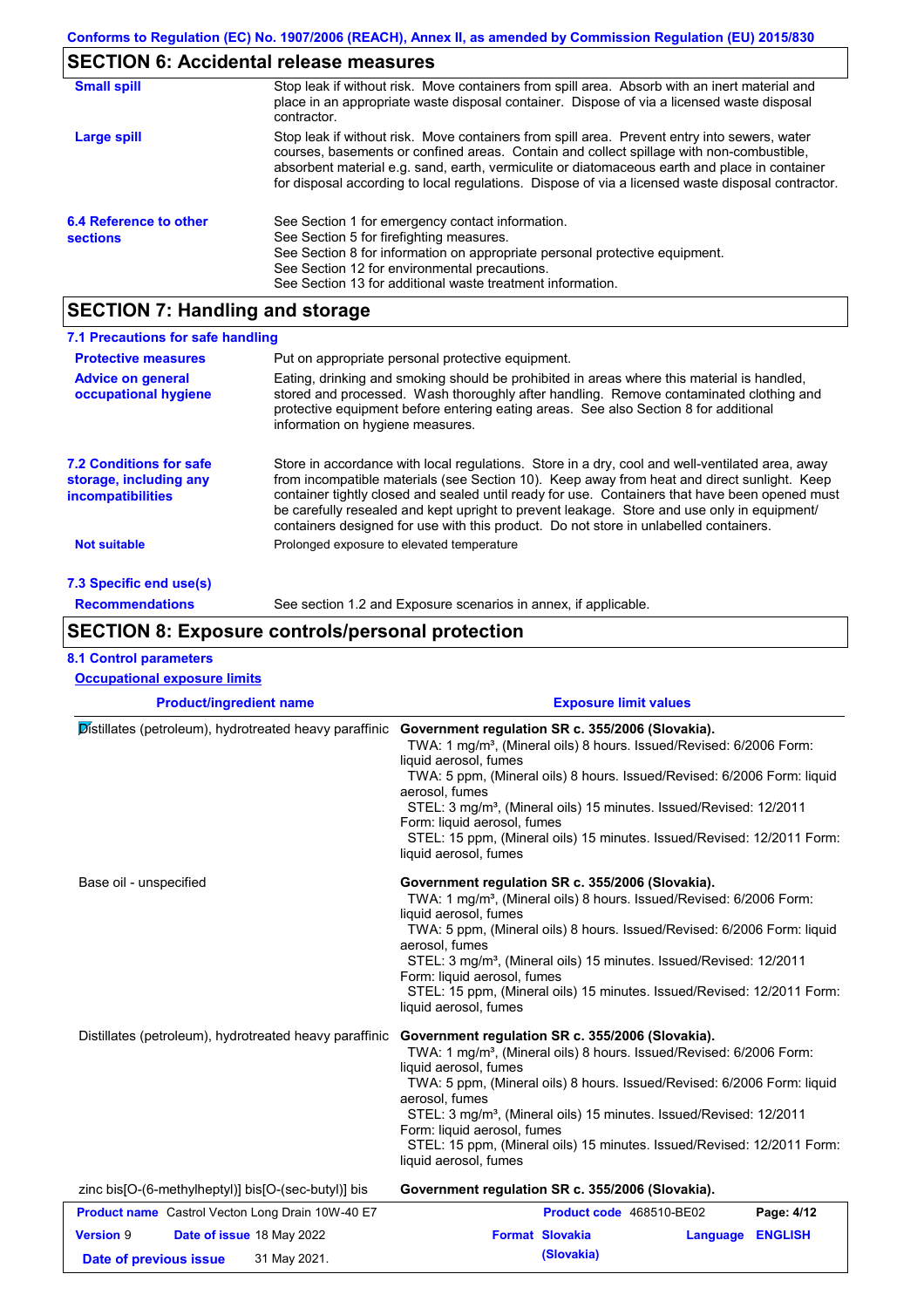## SECTION 6: Accidental release measures

**Small spill**
Stop leak if without risk. Move containers from spill area. Absorb with an inert material and place in an appropriate waste disposal container. Dispose of via a licensed waste disposal contractor.

**Large spill**
Stop leak if without risk. Move containers from spill area. Prevent entry into sewers, water courses, basements or confined areas. Contain and collect spillage with non-combustible, absorbent material e.g. sand, earth, vermiculite or diatomaceous earth and place in container for disposal according to local regulations. Dispose of via a licensed waste disposal contractor.

**6.4 Reference to other sections**
See Section 1 for emergency contact information.
See Section 5 for firefighting measures.
See Section 8 for information on appropriate personal protective equipment.
See Section 12 for environmental precautions.
See Section 13 for additional waste treatment information.

## SECTION 7: Handling and storage

### 7.1 Precautions for safe handling

**Protective measures**
Put on appropriate personal protective equipment.

**Advice on general occupational hygiene**
Eating, drinking and smoking should be prohibited in areas where this material is handled, stored and processed. Wash thoroughly after handling. Remove contaminated clothing and protective equipment before entering eating areas. See also Section 8 for additional information on hygiene measures.

**7.2 Conditions for safe storage, including any incompatibilities**
Store in accordance with local regulations. Store in a dry, cool and well-ventilated area, away from incompatible materials (see Section 10). Keep away from heat and direct sunlight. Keep container tightly closed and sealed until ready for use. Containers that have been opened must be carefully resealed and kept upright to prevent leakage. Store and use only in equipment/ containers designed for use with this product. Do not store in unlabelled containers.

**Not suitable**
Prolonged exposure to elevated temperature

### 7.3 Specific end use(s)

**Recommendations**
See section 1.2 and Exposure scenarios in annex, if applicable.

## SECTION 8: Exposure controls/personal protection

### 8.1 Control parameters

**Occupational exposure limits**

| Product/ingredient name | Exposure limit values |
| --- | --- |
| Distillates (petroleum), hydrotreated heavy paraffinic | **Government regulation SR c. 355/2006 (Slovakia).**<br>TWA: 1 mg/m³, (Mineral oils) 8 hours. Issued/Revised: 6/2006 Form: liquid aerosol, fumes<br>TWA: 5 ppm, (Mineral oils) 8 hours. Issued/Revised: 6/2006 Form: liquid aerosol, fumes<br>STEL: 3 mg/m³, (Mineral oils) 15 minutes. Issued/Revised: 12/2011 Form: liquid aerosol, fumes<br>STEL: 15 ppm, (Mineral oils) 15 minutes. Issued/Revised: 12/2011 Form: liquid aerosol, fumes |
| Base oil - unspecified | **Government regulation SR c. 355/2006 (Slovakia).**<br>TWA: 1 mg/m³, (Mineral oils) 8 hours. Issued/Revised: 6/2006 Form: liquid aerosol, fumes<br>TWA: 5 ppm, (Mineral oils) 8 hours. Issued/Revised: 6/2006 Form: liquid aerosol, fumes<br>STEL: 3 mg/m³, (Mineral oils) 15 minutes. Issued/Revised: 12/2011 Form: liquid aerosol, fumes<br>STEL: 15 ppm, (Mineral oils) 15 minutes. Issued/Revised: 12/2011 Form: liquid aerosol, fumes |
| Distillates (petroleum), hydrotreated heavy paraffinic | **Government regulation SR c. 355/2006 (Slovakia).**<br>TWA: 1 mg/m³, (Mineral oils) 8 hours. Issued/Revised: 6/2006 Form: liquid aerosol, fumes<br>TWA: 5 ppm, (Mineral oils) 8 hours. Issued/Revised: 6/2006 Form: liquid aerosol, fumes<br>STEL: 3 mg/m³, (Mineral oils) 15 minutes. Issued/Revised: 12/2011 Form: liquid aerosol, fumes<br>STEL: 15 ppm, (Mineral oils) 15 minutes. Issued/Revised: 12/2011 Form: liquid aerosol, fumes |
| zinc bis[O-(6-methylheptyl)] bis[O-(sec-butyl)] bis | **Government regulation SR c. 355/2006 (Slovakia).** |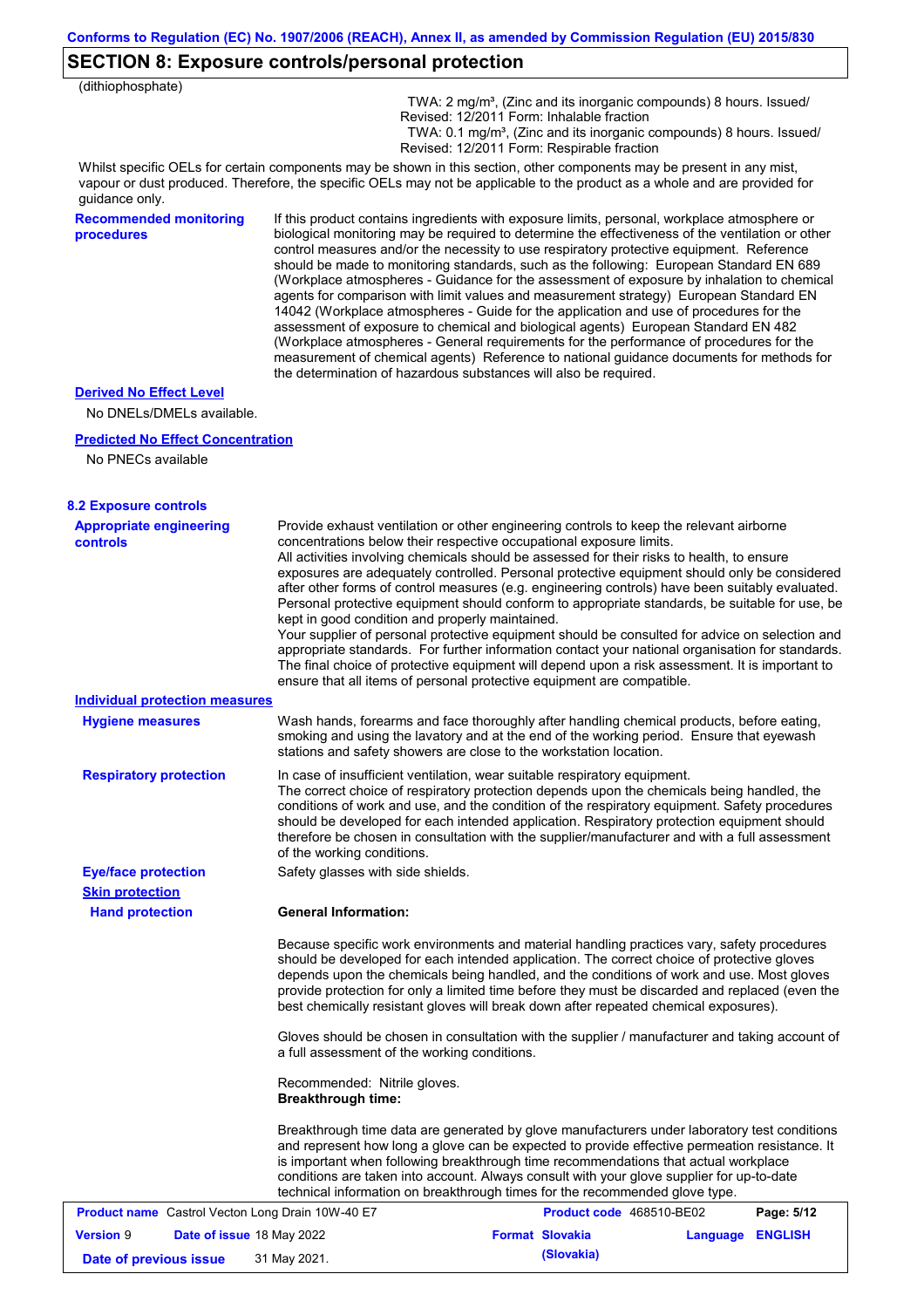## SECTION 8: Exposure controls/personal protection

(dithiophosphate)

TWA: 2 mg/m³, (Zinc and its inorganic compounds) 8 hours. Issued/Revised: 12/2011 Form: Inhalable fraction
TWA: 0.1 mg/m³, (Zinc and its inorganic compounds) 8 hours. Issued/Revised: 12/2011 Form: Respirable fraction

Whilst specific OELs for certain components may be shown in this section, other components may be present in any mist, vapour or dust produced. Therefore, the specific OELs may not be applicable to the product as a whole and are provided for guidance only.

**Recommended monitoring procedures**

If this product contains ingredients with exposure limits, personal, workplace atmosphere or biological monitoring may be required to determine the effectiveness of the ventilation or other control measures and/or the necessity to use respiratory protective equipment. Reference should be made to monitoring standards, such as the following: European Standard EN 689 (Workplace atmospheres - Guidance for the assessment of exposure by inhalation to chemical agents for comparison with limit values and measurement strategy) European Standard EN 14042 (Workplace atmospheres - Guide for the application and use of procedures for the assessment of exposure to chemical and biological agents) European Standard EN 482 (Workplace atmospheres - General requirements for the performance of procedures for the measurement of chemical agents) Reference to national guidance documents for methods for the determination of hazardous substances will also be required.

**Derived No Effect Level**

No DNELs/DMELs available.

**Predicted No Effect Concentration**

No PNECs available

### 8.2 Exposure controls

**Appropriate engineering controls**

Provide exhaust ventilation or other engineering controls to keep the relevant airborne concentrations below their respective occupational exposure limits.
All activities involving chemicals should be assessed for their risks to health, to ensure exposures are adequately controlled. Personal protective equipment should only be considered after other forms of control measures (e.g. engineering controls) have been suitably evaluated. Personal protective equipment should conform to appropriate standards, be suitable for use, be kept in good condition and properly maintained.
Your supplier of personal protective equipment should be consulted for advice on selection and appropriate standards. For further information contact your national organisation for standards.
The final choice of protective equipment will depend upon a risk assessment. It is important to ensure that all items of personal protective equipment are compatible.

**Individual protection measures**

**Hygiene measures**

Wash hands, forearms and face thoroughly after handling chemical products, before eating, smoking and using the lavatory and at the end of the working period. Ensure that eyewash stations and safety showers are close to the workstation location.

**Respiratory protection**

In case of insufficient ventilation, wear suitable respiratory equipment.
The correct choice of respiratory protection depends upon the chemicals being handled, the conditions of work and use, and the condition of the respiratory equipment. Safety procedures should be developed for each intended application. Respiratory protection equipment should therefore be chosen in consultation with the supplier/manufacturer and with a full assessment of the working conditions.

**Eye/face protection**

Safety glasses with side shields.

**Skin protection**

**Hand protection**

**General Information:**

Because specific work environments and material handling practices vary, safety procedures should be developed for each intended application. The correct choice of protective gloves depends upon the chemicals being handled, and the conditions of work and use. Most gloves provide protection for only a limited time before they must be discarded and replaced (even the best chemically resistant gloves will break down after repeated chemical exposures).

Gloves should be chosen in consultation with the supplier / manufacturer and taking account of a full assessment of the working conditions.

Recommended: Nitrile gloves.

**Breakthrough time:**

Breakthrough time data are generated by glove manufacturers under laboratory test conditions and represent how long a glove can be expected to provide effective permeation resistance. It is important when following breakthrough time recommendations that actual workplace conditions are taken into account. Always consult with your glove supplier for up-to-date technical information on breakthrough times for the recommended glove type.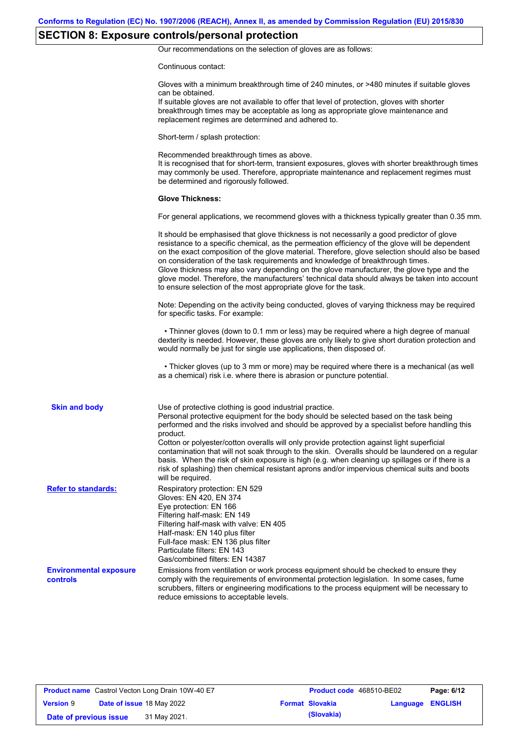## SECTION 8: Exposure controls/personal protection

Our recommendations on the selection of gloves are as follows:

Continuous contact:

Gloves with a minimum breakthrough time of 240 minutes, or >480 minutes if suitable gloves can be obtained.
If suitable gloves are not available to offer that level of protection, gloves with shorter breakthrough times may be acceptable as long as appropriate glove maintenance and replacement regimes are determined and adhered to.

Short-term / splash protection:

Recommended breakthrough times as above.
It is recognised that for short-term, transient exposures, gloves with shorter breakthrough times may commonly be used. Therefore, appropriate maintenance and replacement regimes must be determined and rigorously followed.

**Glove Thickness:**

For general applications, we recommend gloves with a thickness typically greater than 0.35 mm.

It should be emphasised that glove thickness is not necessarily a good predictor of glove resistance to a specific chemical, as the permeation efficiency of the glove will be dependent on the exact composition of the glove material. Therefore, glove selection should also be based on consideration of the task requirements and knowledge of breakthrough times.
Glove thickness may also vary depending on the glove manufacturer, the glove type and the glove model. Therefore, the manufacturers' technical data should always be taken into account to ensure selection of the most appropriate glove for the task.

Note: Depending on the activity being conducted, gloves of varying thickness may be required for specific tasks. For example:

• Thinner gloves (down to 0.1 mm or less) may be required where a high degree of manual dexterity is needed. However, these gloves are only likely to give short duration protection and would normally be just for single use applications, then disposed of.

• Thicker gloves (up to 3 mm or more) may be required where there is a mechanical (as well as a chemical) risk i.e. where there is abrasion or puncture potential.

**Skin and body**

Use of protective clothing is good industrial practice.
Personal protective equipment for the body should be selected based on the task being performed and the risks involved and should be approved by a specialist before handling this product.
Cotton or polyester/cotton overalls will only provide protection against light superficial contamination that will not soak through to the skin. Overalls should be laundered on a regular basis. When the risk of skin exposure is high (e.g. when cleaning up spillages or if there is a risk of splashing) then chemical resistant aprons and/or impervious chemical suits and boots will be required.

**Refer to standards:**

Respiratory protection: EN 529
Gloves: EN 420, EN 374
Eye protection: EN 166
Filtering half-mask: EN 149
Filtering half-mask with valve: EN 405
Half-mask: EN 140 plus filter
Full-face mask: EN 136 plus filter
Particulate filters: EN 143
Gas/combined filters: EN 14387

**Environmental exposure controls**

Emissions from ventilation or work process equipment should be checked to ensure they comply with the requirements of environmental protection legislation. In some cases, fume scrubbers, filters or engineering modifications to the process equipment will be necessary to reduce emissions to acceptable levels.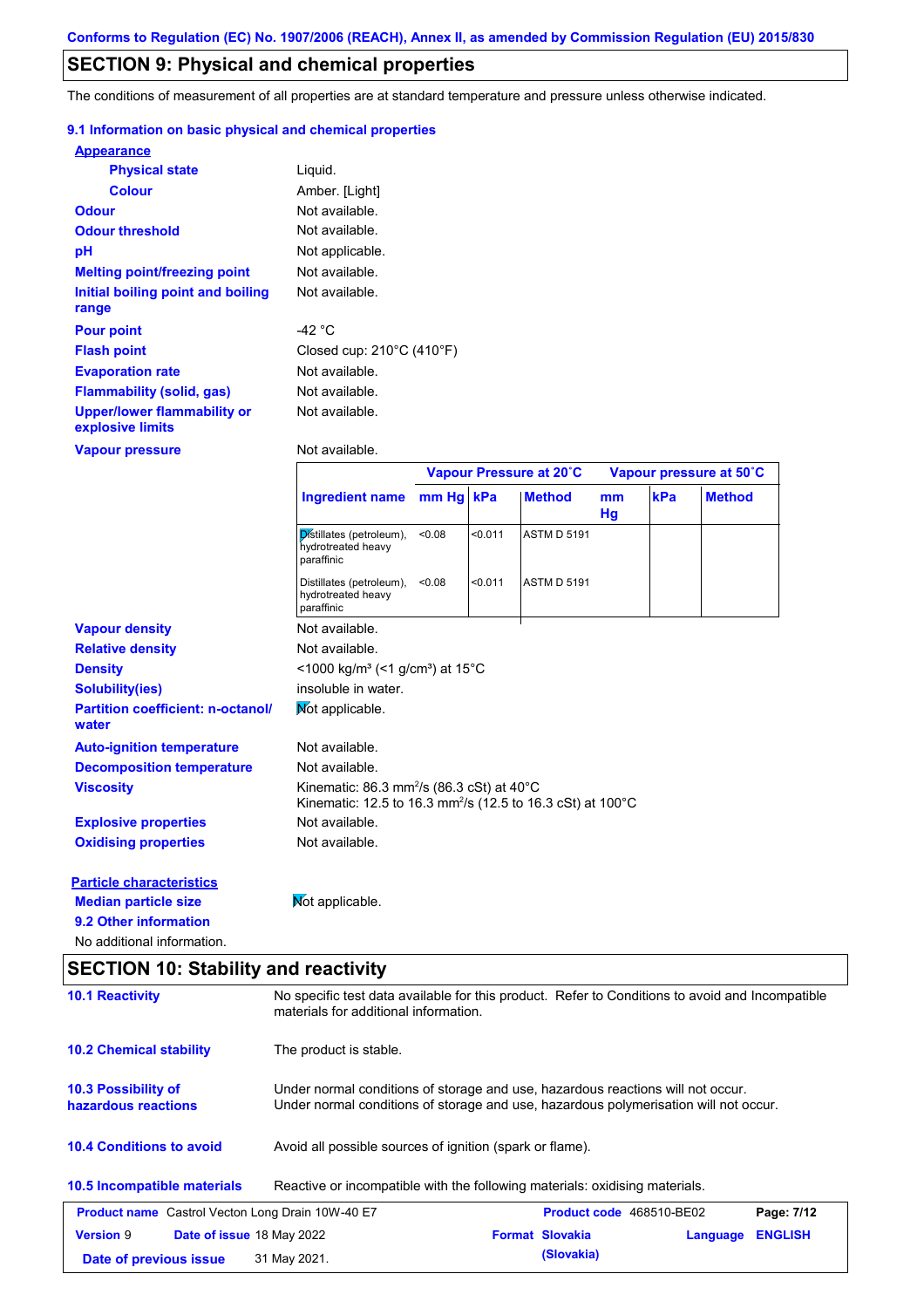Conforms to Regulation (EC) No. 1907/2006 (REACH), Annex II, as amended by Commission Regulation (EU) 2015/830

## SECTION 9: Physical and chemical properties

The conditions of measurement of all properties are at standard temperature and pressure unless otherwise indicated.

### 9.1 Information on basic physical and chemical properties

**Appearance**

| | |
|---|---|
| **Physical state** | Liquid. |
| **Colour** | Amber. [Light] |
| **Odour** | Not available. |
| **Odour threshold** | Not available. |
| **pH** | Not applicable. |
| **Melting point/freezing point** | Not available. |
| **Initial boiling point and boiling range** | Not available. |
| **Pour point** | -42 °C |
| **Flash point** | Closed cup: 210°C (410°F) |
| **Evaporation rate** | Not available. |
| **Flammability (solid, gas)** | Not available. |
| **Upper/lower flammability or explosive limits** | Not available. |
| **Vapour pressure** | Not available. |

| Ingredient name | Vapour Pressure at 20˚C | | | Vapour pressure at 50˚C | | |
|---|---|---|---|---|---|---|
| | mm Hg | kPa | Method | mm Hg | kPa | Method |
| Distillates (petroleum), hydrotreated heavy paraffinic | <0.08 | <0.011 | ASTM D 5191 | | | |
| Distillates (petroleum), hydrotreated heavy paraffinic | <0.08 | <0.011 | ASTM D 5191 | | | |

| | |
|---|---|
| **Vapour density** | Not available. |
| **Relative density** | Not available. |
| **Density** | <1000 kg/m³ (<1 g/cm³) at 15°C |
| **Solubility(ies)** | insoluble in water. |
| **Partition coefficient: n-octanol/water** | Not applicable. |
| **Auto-ignition temperature** | Not available. |
| **Decomposition temperature** | Not available. |
| **Viscosity** | Kinematic: 86.3 mm²/s (86.3 cSt) at 40°C<br>Kinematic: 12.5 to 16.3 mm²/s (12.5 to 16.3 cSt) at 100°C |
| **Explosive properties** | Not available. |
| **Oxidising properties** | Not available. |

**Particle characteristics**

| | |
|---|---|
| **Median particle size** | Not applicable. |

### 9.2 Other information

No additional information.

## SECTION 10: Stability and reactivity

| | |
|---|---|
| **10.1 Reactivity** | No specific test data available for this product. Refer to Conditions to avoid and Incompatible materials for additional information. |
| **10.2 Chemical stability** | The product is stable. |
| **10.3 Possibility of hazardous reactions** | Under normal conditions of storage and use, hazardous reactions will not occur.<br>Under normal conditions of storage and use, hazardous polymerisation will not occur. |
| **10.4 Conditions to avoid** | Avoid all possible sources of ignition (spark or flame). |
| **10.5 Incompatible materials** | Reactive or incompatible with the following materials: oxidising materials. |

| | | | |
|---|---|---|---|
| **Product name** Castrol Vecton Long Drain 10W-40 E7 | | **Product code** 468510-BE02 | |
| **Version** 9 | **Date of issue** 18 May 2022 | **Format** Slovakia (Slovakia) | **Language** ENGLISH |
| **Date of previous issue** 31 May 2021. | | | |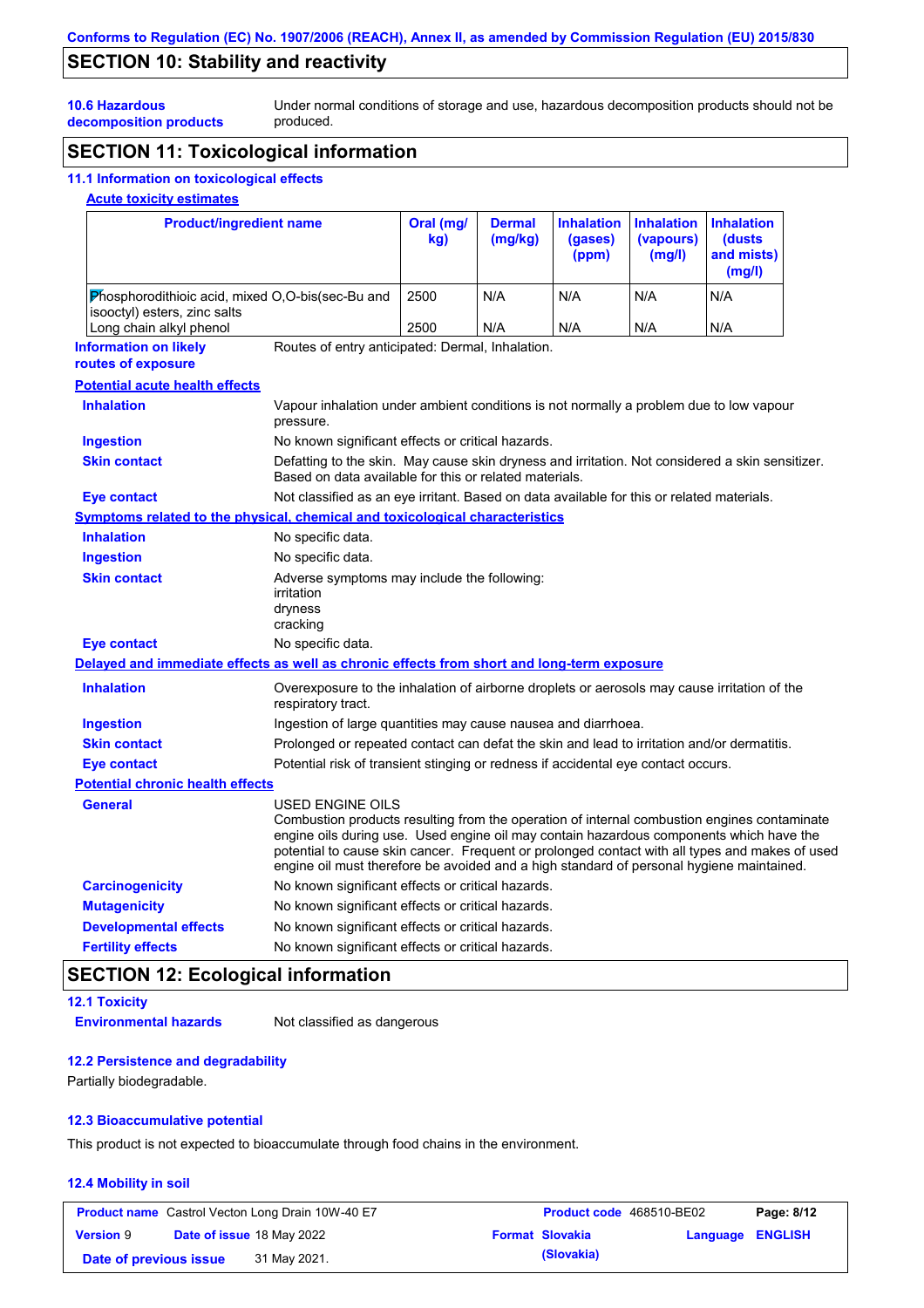## SECTION 10: Stability and reactivity

**10.6 Hazardous decomposition products**

Under normal conditions of storage and use, hazardous decomposition products should not be produced.

## SECTION 11: Toxicological information

### 11.1 Information on toxicological effects

**Acute toxicity estimates**

| Product/ingredient name | Oral (mg/kg) | Dermal (mg/kg) | Inhalation (gases) (ppm) | Inhalation (vapours) (mg/l) | Inhalation (dusts and mists) (mg/l) |
|---|---|---|---|---|---|
| Phosphorodithioic acid, mixed O,O-bis(sec-Bu and isooctyl) esters, zinc salts | 2500 | N/A | N/A | N/A | N/A |
| Long chain alkyl phenol | 2500 | N/A | N/A | N/A | N/A |

**Information on likely routes of exposure**: Routes of entry anticipated: Dermal, Inhalation.

**Potential acute health effects**

- **Inhalation**: Vapour inhalation under ambient conditions is not normally a problem due to low vapour pressure.
- **Ingestion**: No known significant effects or critical hazards.
- **Skin contact**: Defatting to the skin. May cause skin dryness and irritation. Not considered a skin sensitizer. Based on data available for this or related materials.
- **Eye contact**: Not classified as an eye irritant. Based on data available for this or related materials.

**Symptoms related to the physical, chemical and toxicological characteristics**

- **Inhalation**: No specific data.
- **Ingestion**: No specific data.
- **Skin contact**: Adverse symptoms may include the following:
  irritation
  dryness
  cracking
- **Eye contact**: No specific data.

**Delayed and immediate effects as well as chronic effects from short and long-term exposure**

- **Inhalation**: Overexposure to the inhalation of airborne droplets or aerosols may cause irritation of the respiratory tract.
- **Ingestion**: Ingestion of large quantities may cause nausea and diarrhoea.
- **Skin contact**: Prolonged or repeated contact can defat the skin and lead to irritation and/or dermatitis.
- **Eye contact**: Potential risk of transient stinging or redness if accidental eye contact occurs.

**Potential chronic health effects**

- **General**: USED ENGINE OILS
  Combustion products resulting from the operation of internal combustion engines contaminate engine oils during use. Used engine oil may contain hazardous components which have the potential to cause skin cancer. Frequent or prolonged contact with all types and makes of used engine oil must therefore be avoided and a high standard of personal hygiene maintained.
- **Carcinogenicity**: No known significant effects or critical hazards.
- **Mutagenicity**: No known significant effects or critical hazards.
- **Developmental effects**: No known significant effects or critical hazards.
- **Fertility effects**: No known significant effects or critical hazards.

## SECTION 12: Ecological information

### 12.1 Toxicity

**Environmental hazards**: Not classified as dangerous

### 12.2 Persistence and degradability

Partially biodegradable.

### 12.3 Bioaccumulative potential

This product is not expected to bioaccumulate through food chains in the environment.

### 12.4 Mobility in soil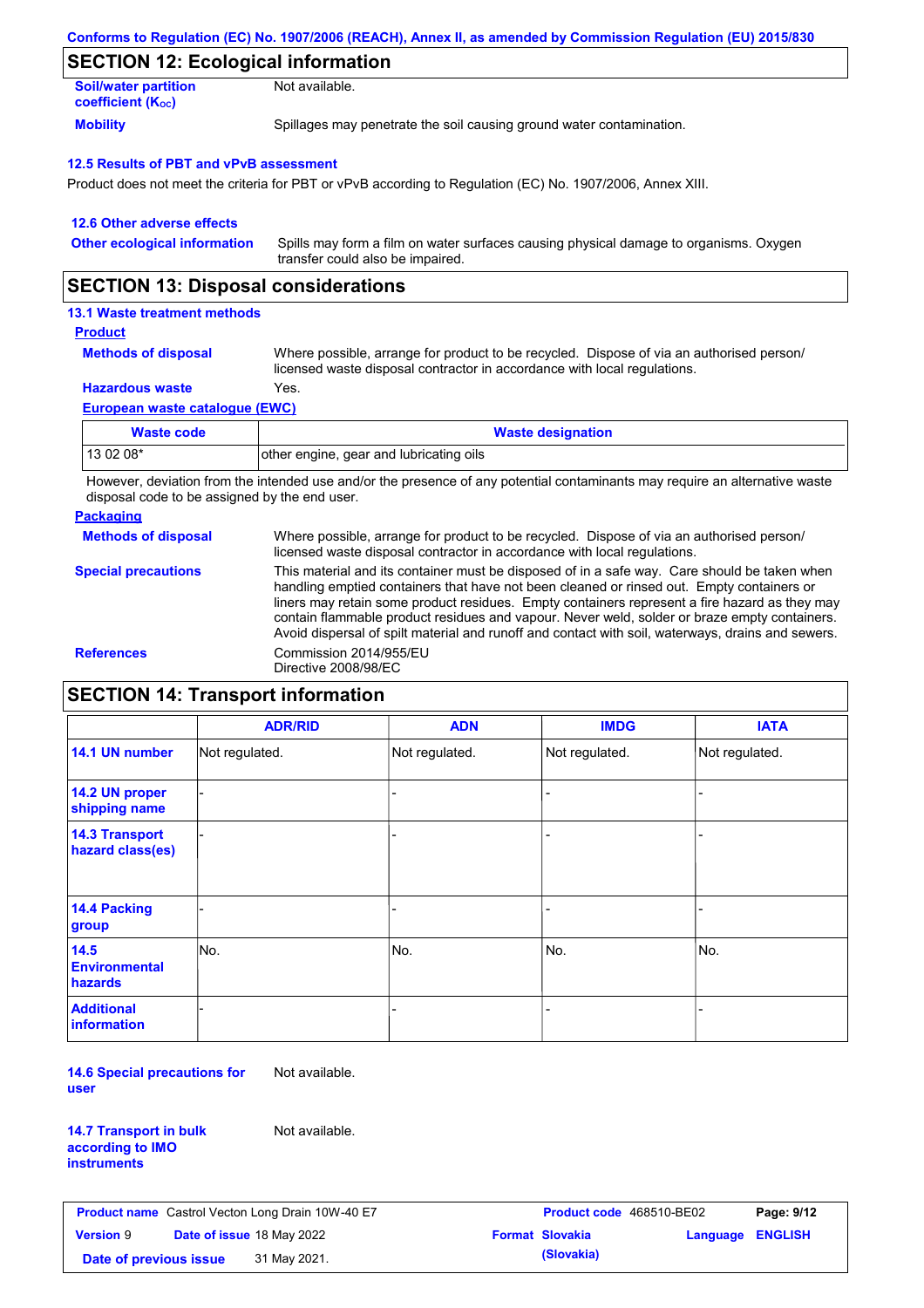## SECTION 12: Ecological information

**Soil/water partition coefficient ($K_{OC}$)**: Not available.

**Mobility**: Spillages may penetrate the soil causing ground water contamination.

### 12.5 Results of PBT and vPvB assessment

Product does not meet the criteria for PBT or vPvB according to Regulation (EC) No. 1907/2006, Annex XIII.

### 12.6 Other adverse effects

**Other ecological information**: Spills may form a film on water surfaces causing physical damage to organisms. Oxygen transfer could also be impaired.

## SECTION 13: Disposal considerations

### 13.1 Waste treatment methods

**Product**

**Methods of disposal**: Where possible, arrange for product to be recycled. Dispose of via an authorised person/ licensed waste disposal contractor in accordance with local regulations.

**Hazardous waste**: Yes.

**European waste catalogue (EWC)**

| Waste code | Waste designation |
|---|---|
| 13 02 08* | other engine, gear and lubricating oils |

However, deviation from the intended use and/or the presence of any potential contaminants may require an alternative waste disposal code to be assigned by the end user.

**Packaging**

**Methods of disposal**: Where possible, arrange for product to be recycled. Dispose of via an authorised person/ licensed waste disposal contractor in accordance with local regulations.

**Special precautions**: This material and its container must be disposed of in a safe way. Care should be taken when handling emptied containers that have not been cleaned or rinsed out. Empty containers or liners may retain some product residues. Empty containers represent a fire hazard as they may contain flammable product residues and vapour. Never weld, solder or braze empty containers. Avoid dispersal of spilt material and runoff and contact with soil, waterways, drains and sewers.

**References**: Commission 2014/955/EU
Directive 2008/98/EC

## SECTION 14: Transport information

| | ADR/RID | ADN | IMDG | IATA |
|---|---|---|---|---|
| 14.1 UN number | Not regulated. | Not regulated. | Not regulated. | Not regulated. |
| 14.2 UN proper shipping name | - | - | - | - |
| 14.3 Transport hazard class(es) | - | - | - | - |
| 14.4 Packing group | - | - | - | - |
| 14.5 Environmental hazards | No. | No. | No. | No. |
| Additional information | - | - | - | - |

**14.6 Special precautions for user**: Not available.

**14.7 Transport in bulk according to IMO instruments**: Not available.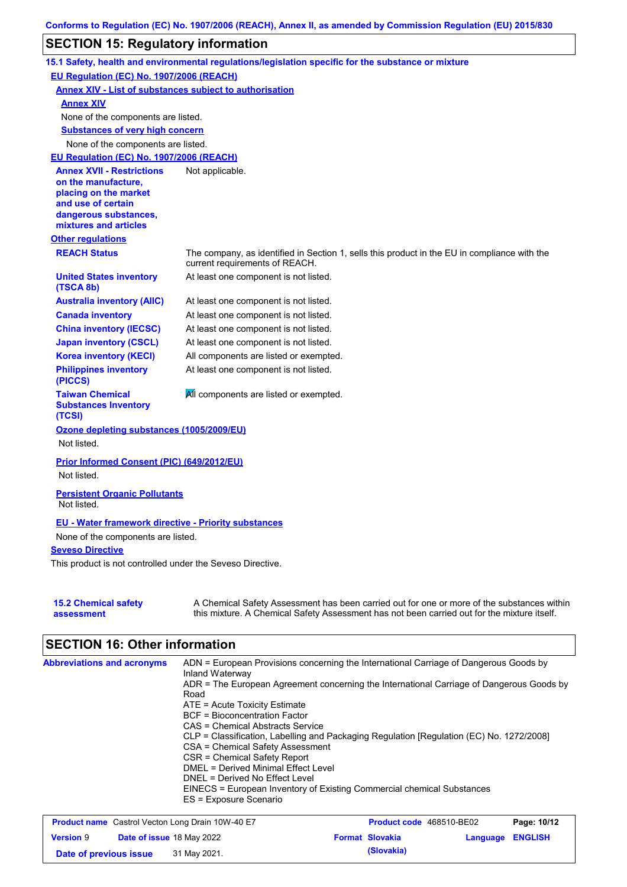Conforms to Regulation (EC) No. 1907/2006 (REACH), Annex II, as amended by Commission Regulation (EU) 2015/830

## SECTION 15: Regulatory information

### 15.1 Safety, health and environmental regulations/legislation specific for the substance or mixture

**EU Regulation (EC) No. 1907/2006 (REACH)**

**Annex XIV - List of substances subject to authorisation**

**Annex XIV**

None of the components are listed.

**Substances of very high concern**

None of the components are listed.

**EU Regulation (EC) No. 1907/2006 (REACH)**

| | |
|---|---|
| **Annex XVII - Restrictions on the manufacture, placing on the market and use of certain dangerous substances, mixtures and articles** | Not applicable. |

**Other regulations**

| | |
|---|---|
| **REACH Status** | The company, as identified in Section 1, sells this product in the EU in compliance with the current requirements of REACH. |
| **United States inventory (TSCA 8b)** | At least one component is not listed. |
| **Australia inventory (AIIC)** | At least one component is not listed. |
| **Canada inventory** | At least one component is not listed. |
| **China inventory (IECSC)** | At least one component is not listed. |
| **Japan inventory (CSCL)** | At least one component is not listed. |
| **Korea inventory (KECI)** | All components are listed or exempted. |
| **Philippines inventory (PICCS)** | At least one component is not listed. |
| **Taiwan Chemical Substances Inventory (TCSI)** | All components are listed or exempted. |

**Ozone depleting substances (1005/2009/EU)**

Not listed.

**Prior Informed Consent (PIC) (649/2012/EU)**

Not listed.

**Persistent Organic Pollutants**

Not listed.

**EU - Water framework directive - Priority substances**

None of the components are listed.

**Seveso Directive**

This product is not controlled under the Seveso Directive.

| | |
|---|---|
| **15.2 Chemical safety assessment** | A Chemical Safety Assessment has been carried out for one or more of the substances within this mixture. A Chemical Safety Assessment has not been carried out for the mixture itself. |

## SECTION 16: Other information

**Abbreviations and acronyms**

ADN = European Provisions concerning the International Carriage of Dangerous Goods by Inland Waterway
ADR = The European Agreement concerning the International Carriage of Dangerous Goods by Road
ATE = Acute Toxicity Estimate
BCF = Bioconcentration Factor
CAS = Chemical Abstracts Service
CLP = Classification, Labelling and Packaging Regulation [Regulation (EC) No. 1272/2008]
CSA = Chemical Safety Assessment
CSR = Chemical Safety Report
DMEL = Derived Minimal Effect Level
DNEL = Derived No Effect Level
EINECS = European Inventory of Existing Commercial chemical Substances
ES = Exposure Scenario

| | | | |
|---|---|---|---|
| **Product name** Castrol Vecton Long Drain 10W-40 E7 | | **Product code** 468510-BE02 | |
| **Version** 9 | **Date of issue** 18 May 2022 | **Format** Slovakia (Slovakia) | **Language** ENGLISH |
| **Date of previous issue** | 31 May 2021. | | |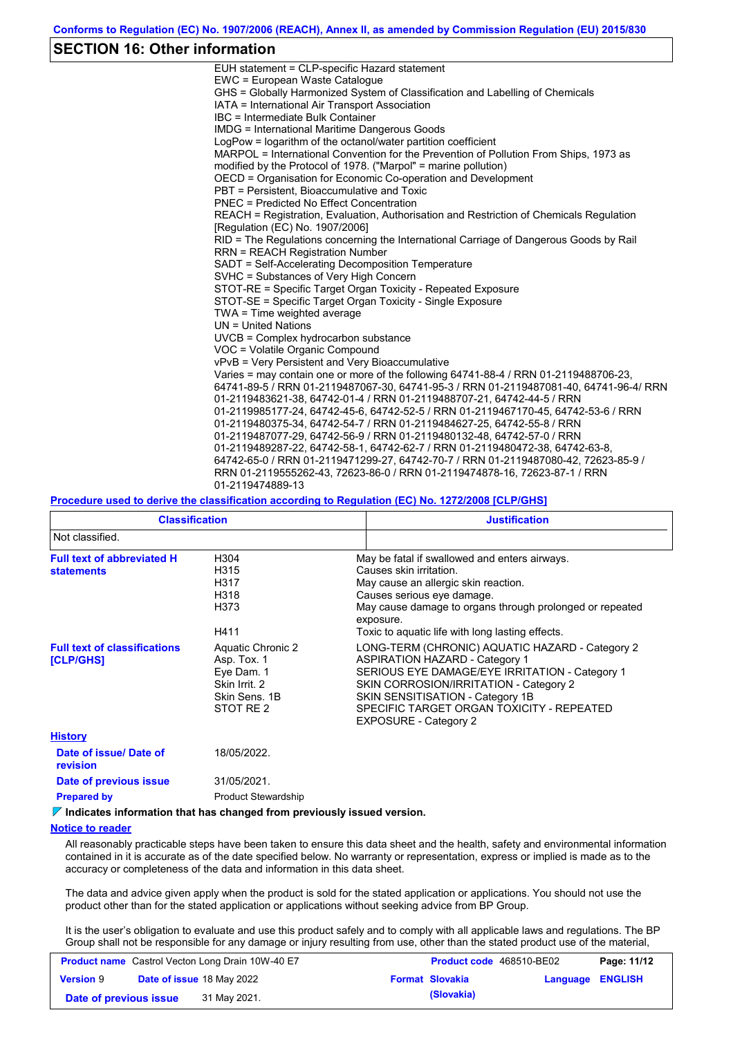## SECTION 16: Other information

EUH statement = CLP-specific Hazard statement
EWC = European Waste Catalogue
GHS = Globally Harmonized System of Classification and Labelling of Chemicals
IATA = International Air Transport Association
IBC = Intermediate Bulk Container
IMDG = International Maritime Dangerous Goods
LogPow = logarithm of the octanol/water partition coefficient
MARPOL = International Convention for the Prevention of Pollution From Ships, 1973 as modified by the Protocol of 1978. ("Marpol" = marine pollution)
OECD = Organisation for Economic Co-operation and Development
PBT = Persistent, Bioaccumulative and Toxic
PNEC = Predicted No Effect Concentration
REACH = Registration, Evaluation, Authorisation and Restriction of Chemicals Regulation [Regulation (EC) No. 1907/2006]
RID = The Regulations concerning the International Carriage of Dangerous Goods by Rail
RRN = REACH Registration Number
SADT = Self-Accelerating Decomposition Temperature
SVHC = Substances of Very High Concern
STOT-RE = Specific Target Organ Toxicity - Repeated Exposure
STOT-SE = Specific Target Organ Toxicity - Single Exposure
TWA = Time weighted average
UN = United Nations
UVCB = Complex hydrocarbon substance
VOC = Volatile Organic Compound
vPvB = Very Persistent and Very Bioaccumulative
Varies = may contain one or more of the following 64741-88-4 / RRN 01-2119488706-23, 64741-89-5 / RRN 01-2119487067-30, 64741-95-3 / RRN 01-2119487081-40, 64741-96-4/ RRN 01-2119483621-38, 64742-01-4 / RRN 01-2119488707-21, 64742-44-5 / RRN 01-2119985177-24, 64742-45-6, 64742-52-5 / RRN 01-2119467170-45, 64742-53-6 / RRN 01-2119480375-34, 64742-54-7 / RRN 01-2119484627-25, 64742-55-8 / RRN 01-2119487077-29, 64742-56-9 / RRN 01-2119480132-48, 64742-57-0 / RRN 01-2119489287-22, 64742-58-1, 64742-62-7 / RRN 01-2119480472-38, 64742-63-8, 64742-65-0 / RRN 01-2119471299-27, 64742-70-7 / RRN 01-2119487080-42, 72623-85-9 / RRN 01-2119555262-43, 72623-86-0 / RRN 01-2119474878-16, 72623-87-1 / RRN 01-2119474889-13

**Procedure used to derive the classification according to Regulation (EC) No. 1272/2008 [CLP/GHS]**

| Classification | Justification |
|---|---|
| Not classified. | |

**Full text of abbreviated H statements**

| | |
|---|---|
| H304 | May be fatal if swallowed and enters airways. |
| H315 | Causes skin irritation. |
| H317 | May cause an allergic skin reaction. |
| H318 | Causes serious eye damage. |
| H373 | May cause damage to organs through prolonged or repeated exposure. |
| H411 | Toxic to aquatic life with long lasting effects. |

**Full text of classifications [CLP/GHS]**

| | |
|---|---|
| Aquatic Chronic 2 | LONG-TERM (CHRONIC) AQUATIC HAZARD - Category 2 |
| Asp. Tox. 1 | ASPIRATION HAZARD - Category 1 |
| Eye Dam. 1 | SERIOUS EYE DAMAGE/EYE IRRITATION - Category 1 |
| Skin Irrit. 2 | SKIN CORROSION/IRRITATION - Category 2 |
| Skin Sens. 1B | SKIN SENSITISATION - Category 1B |
| STOT RE 2 | SPECIFIC TARGET ORGAN TOXICITY - REPEATED EXPOSURE - Category 2 |

**History**

**Date of issue/ Date of revision** 18/05/2022.

**Date of previous issue** 31/05/2021.

**Prepared by** Product Stewardship

**Indicates information that has changed from previously issued version.**

**Notice to reader**

All reasonably practicable steps have been taken to ensure this data sheet and the health, safety and environmental information contained in it is accurate as of the date specified below. No warranty or representation, express or implied is made as to the accuracy or completeness of the data and information in this data sheet.

The data and advice given apply when the product is sold for the stated application or applications. You should not use the product other than for the stated application or applications without seeking advice from BP Group.

It is the user's obligation to evaluate and use this product safely and to comply with all applicable laws and regulations. The BP Group shall not be responsible for any damage or injury resulting from use, other than the stated product use of the material,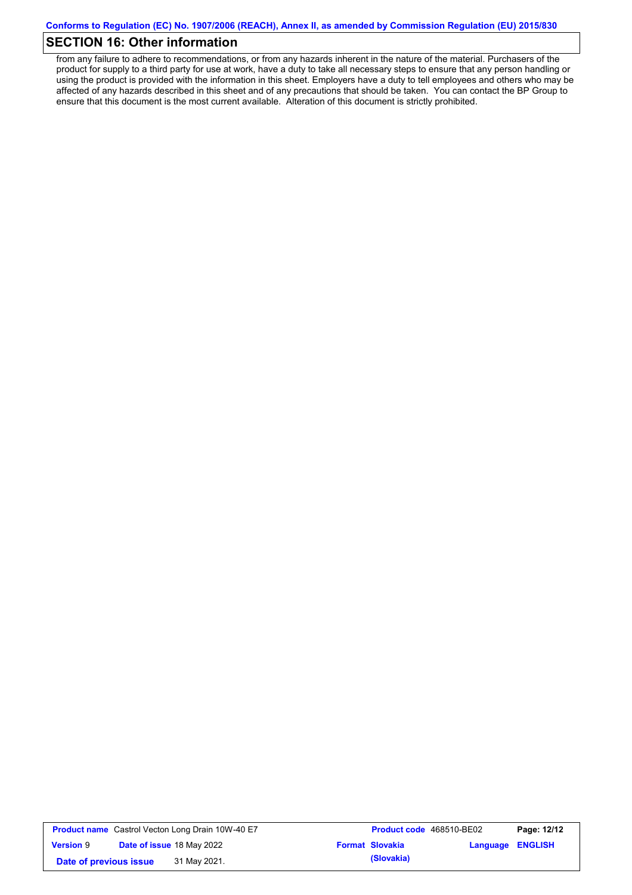## SECTION 16: Other information

from any failure to adhere to recommendations, or from any hazards inherent in the nature of the material. Purchasers of the product for supply to a third party for use at work, have a duty to take all necessary steps to ensure that any person handling or using the product is provided with the information in this sheet. Employers have a duty to tell employees and others who may be affected of any hazards described in this sheet and of any precautions that should be taken. You can contact the BP Group to ensure that this document is the most current available. Alteration of this document is strictly prohibited.